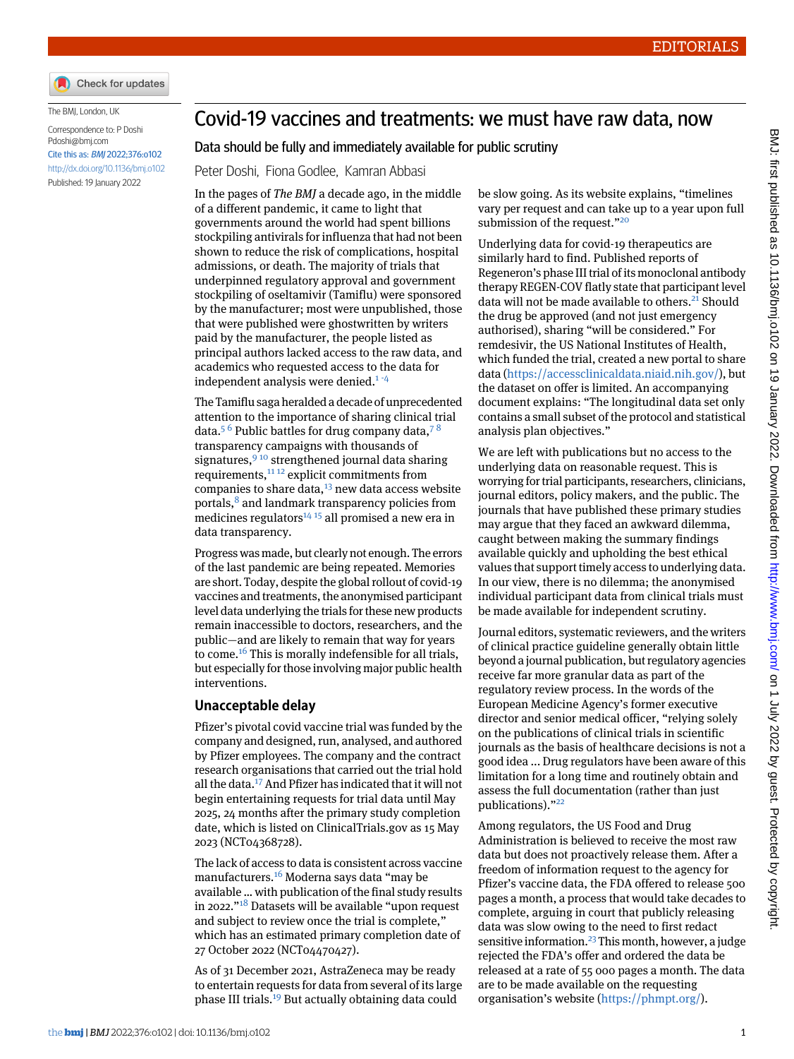EDITORIALS

The BMJ, London, UK

Correspondence to: P Doshi Pdoshi@bmj.com

Cite this as: *BMJ* 2022;376:o102

http://dx.doi.org/10.1136/bmj.o102

Published: 19 January 2022

# Covid-19 vaccines and treatments: we must have raw data, now

## Data should be fully and immediately available for public scrutiny

Peter Doshi, Fiona Godlee, Kamran Abbasi

In the pages of *The BMJ* a decade ago, in the middle of a different pandemic, it came to light that governments around the world had spent billions stockpiling antivirals for influenza that had not been shown to reduce the risk of complications, hospital admissions, or death. The majority of trials that underpinned regulatory approval and government stockpiling of oseltamivir (Tamiflu) were sponsored by the manufacturer; most were unpublished, those that were published were ghostwritten by writers paid by the manufacturer, the people listed as principal authors lacked access to the raw data, and academics who requested access to the data for independent analysis were denied.[1-4]

The Tamiflu saga heralded a decade of unprecedented attention to the importance of sharing clinical trial data.[5,6] Public battles for drug company data,[7,8] transparency campaigns with thousands of signatures,[9,10] strengthened journal data sharing requirements,[11,12] explicit commitments from companies to share data,[13] new data access website portals,[8] and landmark transparency policies from medicines regulators[14,15] all promised a new era in data transparency.

Progress was made, but clearly not enough. The errors of the last pandemic are being repeated. Memories are short. Today, despite the global rollout of covid-19 vaccines and treatments, the anonymised participant level data underlying the trials for these new products remain inaccessible to doctors, researchers, and the public—and are likely to remain that way for years to come.[16] This is morally indefensible for all trials, but especially for those involving major public health interventions.

### Unacceptable delay

Pfizer's pivotal covid vaccine trial was funded by the company and designed, run, analysed, and authored by Pfizer employees. The company and the contract research organisations that carried out the trial hold all the data.[17] And Pfizer has indicated that it will not begin entertaining requests for trial data until May 2025, 24 months after the primary study completion date, which is listed on ClinicalTrials.gov as 15 May 2023 (NCT04368728).

The lack of access to data is consistent across vaccine manufacturers.[16] Moderna says data "may be available ... with publication of the final study results in 2022."[18] Datasets will be available "upon request and subject to review once the trial is complete," which has an estimated primary completion date of 27 October 2022 (NCT04470427).

As of 31 December 2021, AstraZeneca may be ready to entertain requests for data from several of its large phase III trials.[19] But actually obtaining data could be slow going. As its website explains, "timelines vary per request and can take up to a year upon full submission of the request."[20]

Underlying data for covid-19 therapeutics are similarly hard to find. Published reports of Regeneron's phase III trial of its monoclonal antibody therapy REGEN-COV flatly state that participant level data will not be made available to others.[21] Should the drug be approved (and not just emergency authorised), sharing "will be considered." For remdesivir, the US National Institutes of Health, which funded the trial, created a new portal to share data (https://accessclinicaldata.niaid.nih.gov/), but the dataset on offer is limited. An accompanying document explains: "The longitudinal data set only contains a small subset of the protocol and statistical analysis plan objectives."

We are left with publications but no access to the underlying data on reasonable request. This is worrying for trial participants, researchers, clinicians, journal editors, policy makers, and the public. The journals that have published these primary studies may argue that they faced an awkward dilemma, caught between making the summary findings available quickly and upholding the best ethical values that support timely access to underlying data. In our view, there is no dilemma; the anonymised individual participant data from clinical trials must be made available for independent scrutiny.

Journal editors, systematic reviewers, and the writers of clinical practice guideline generally obtain little beyond a journal publication, but regulatory agencies receive far more granular data as part of the regulatory review process. In the words of the European Medicine Agency's former executive director and senior medical officer, "relying solely on the publications of clinical trials in scientific journals as the basis of healthcare decisions is not a good idea ... Drug regulators have been aware of this limitation for a long time and routinely obtain and assess the full documentation (rather than just publications)."[22]

Among regulators, the US Food and Drug Administration is believed to receive the most raw data but does not proactively release them. After a freedom of information request to the agency for Pfizer's vaccine data, the FDA offered to release 500 pages a month, a process that would take decades to complete, arguing in court that publicly releasing data was slow owing to the need to first redact sensitive information.[23] This month, however, a judge rejected the FDA's offer and ordered the data be released at a rate of 55 000 pages a month. The data are to be made available on the requesting organisation's website (https://phmpt.org/).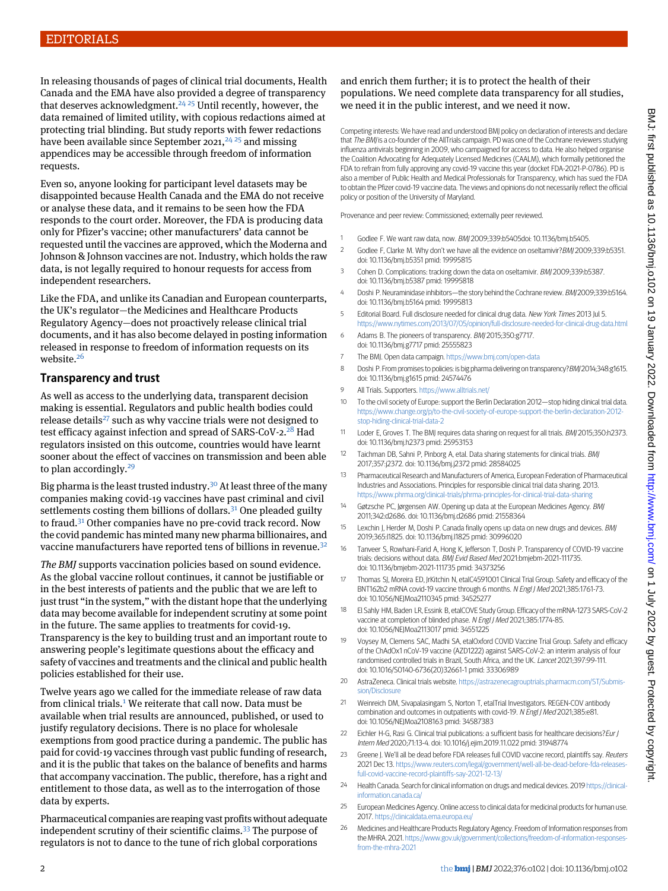In releasing thousands of pages of clinical trial documents, Health Canada and the EMA have also provided a degree of transparency that deserves acknowledgment.[24 25] Until recently, however, the data remained of limited utility, with copious redactions aimed at protecting trial blinding. But study reports with fewer redactions have been available since September 2021,[24 25] and missing appendices may be accessible through freedom of information requests.

Even so, anyone looking for participant level datasets may be disappointed because Health Canada and the EMA do not receive or analyse these data, and it remains to be seen how the FDA responds to the court order. Moreover, the FDA is producing data only for Pfizer's vaccine; other manufacturers' data cannot be requested until the vaccines are approved, which the Moderna and Johnson & Johnson vaccines are not. Industry, which holds the raw data, is not legally required to honour requests for access from independent researchers.

Like the FDA, and unlike its Canadian and European counterparts, the UK's regulator—the Medicines and Healthcare Products Regulatory Agency—does not proactively release clinical trial documents, and it has also become delayed in posting information released in response to freedom of information requests on its website.[26]

## Transparency and trust

As well as access to the underlying data, transparent decision making is essential. Regulators and public health bodies could release details[27] such as why vaccine trials were not designed to test efficacy against infection and spread of SARS-CoV-2.[28] Had regulators insisted on this outcome, countries would have learnt sooner about the effect of vaccines on transmission and been able to plan accordingly.[29]

Big pharma is the least trusted industry.[30] At least three of the many companies making covid-19 vaccines have past criminal and civil settlements costing them billions of dollars.[31] One pleaded guilty to fraud.[31] Other companies have no pre-covid track record. Now the covid pandemic has minted many new pharma billionaires, and vaccine manufacturers have reported tens of billions in revenue.[32]

*The BMJ* supports vaccination policies based on sound evidence. As the global vaccine rollout continues, it cannot be justifiable or in the best interests of patients and the public that we are left to just trust "in the system," with the distant hope that the underlying data may become available for independent scrutiny at some point in the future. The same applies to treatments for covid-19. Transparency is the key to building trust and an important route to answering people's legitimate questions about the efficacy and safety of vaccines and treatments and the clinical and public health policies established for their use.

Twelve years ago we called for the immediate release of raw data from clinical trials.[1] We reiterate that call now. Data must be available when trial results are announced, published, or used to justify regulatory decisions. There is no place for wholesale exemptions from good practice during a pandemic. The public has paid for covid-19 vaccines through vast public funding of research, and it is the public that takes on the balance of benefits and harms that accompany vaccination. The public, therefore, has a right and entitlement to those data, as well as to the interrogation of those data by experts.

Pharmaceutical companies are reaping vast profits without adequate independent scrutiny of their scientific claims.[33] The purpose of regulators is not to dance to the tune of rich global corporations and enrich them further; it is to protect the health of their populations. We need complete data transparency for all studies, we need it in the public interest, and we need it now.

Competing interests: We have read and understood BMJ policy on declaration of interests and declare that *The BMJ* is a co-founder of the AllTrials campaign. PD was one of the Cochrane reviewers studying influenza antivirals beginning in 2009, who campaigned for access to data. He also helped organise the Coalition Advocating for Adequately Licensed Medicines (CAALM), which formally petitioned the FDA to refrain from fully approving any covid-19 vaccine this year (docket FDA-2021-P-0786). PD is also a member of Public Health and Medical Professionals for Transparency, which has sued the FDA to obtain the Pfizer covid-19 vaccine data. The views and opinions do not necessarily reflect the official policy or position of the University of Maryland.

Provenance and peer review: Commissioned; externally peer reviewed.

1. Godlee F. We want raw data, now. *BMJ* 2009;339:b5405doi: 10.1136/bmj.b5405.
2. Godlee F, Clarke M. Why don't we have all the evidence on oseltamivir?*BMJ* 2009;339:b5351. doi: 10.1136/bmj.b5351 pmid: 19995815
3. Cohen D. Complications: tracking down the data on oseltamivir. *BMJ* 2009;339:b5387. doi: 10.1136/bmj.b5387 pmid: 19995818
4. Doshi P. Neuraminidase inhibitors—the story behind the Cochrane review. *BMJ* 2009;339:b5164. doi: 10.1136/bmj.b5164 pmid: 19995813
5. Editorial Board. Full disclosure needed for clinical drug data. *New York Times* 2013 Jul 5. https://www.nytimes.com/2013/07/05/opinion/full-disclosure-needed-for-clinical-drug-data.html
6. Adams B. The pioneers of transparency. *BMJ* 2015;350:g7717. doi: 10.1136/bmj.g7717 pmid: 25555823
7. The BMJ. Open data campaign. https://www.bmj.com/open-data
8. Doshi P. From promises to policies: is big pharma delivering on transparency?*BMJ* 2014;348:g1615. doi: 10.1136/bmj.g1615 pmid: 24574476
9. All Trials. Supporters. https://www.alltrials.net/
10. To the civil society of Europe: support the Berlin Declaration 2012—stop hiding clinical trial data. 2013. https://www.change.org/p/to-the-civil-society-of-europe-support-the-berlin-declaration-2012-stop-hiding-clinical-trial-data-2
11. Loder E, Groves T. The BMJ requires data sharing on request for all trials. *BMJ* 2015;350:h2373. doi: 10.1136/bmj.h2373 pmid: 25953153
12. Taichman DB, Sahni P, Pinborg A, etal. Data sharing statements for clinical trials. *BMJ* 2017;357:j2372. doi: 10.1136/bmj.j2372 pmid: 28584025
13. Pharmaceutical Research and Manufacturers of America, European Federation of Pharmaceutical Industries and Associations. Principles for responsible clinical trial data sharing. 2013. https://www.phrma.org/clinical-trials/phrma-principles-for-clinical-trial-data-sharing
14. Gøtzsche PC, Jørgensen AW. Opening up data at the European Medicines Agency. *BMJ* 2011;342:d2686. doi: 10.1136/bmj.d2686 pmid: 21558364
15. Lexchin J, Herder M, Doshi P. Canada finally opens up data on new drugs and devices. *BMJ* 2019;365:l1825. doi: 10.1136/bmj.l1825 pmid: 30996020
16. Tanveer S, Rowhani-Farid A, Hong K, Jefferson T, Doshi P. Transparency of COVID-19 vaccine trials: decisions without data. *BMJ Evid Based Med* 2021:bmjebm-2021-111735. doi: 10.1136/bmjebm-2021-111735 pmid: 34373256
17. Thomas SJ, Moreira ED, JrKitchin N, etalC4591001 Clinical Trial Group. Safety and efficacy of the BNT162b2 mRNA covid-19 vaccine through 6 months. *N Engl J Med* 2021;385:1761-73. doi: 10.1056/NEJMoa2110345 pmid: 34525277
18. El Sahly HM, Baden LR, Essink B, etalCOVE Study Group. Efficacy of the mRNA-1273 SARS-CoV-2 vaccine at completion of blinded phase. *N Engl J Med* 2021;385:1774-85. doi: 10.1056/NEJMoa2113017 pmid: 34551225
19. Voysey M, Clemens SAC, Madhi SA, etalOxford COVID Vaccine Trial Group. Safety and efficacy of the ChAdOx1 nCoV-19 vaccine (AZD1222) against SARS-CoV-2: an interim analysis of four randomised controlled trials in Brazil, South Africa, and the UK. *Lancet* 2021;397:99-111. doi: 10.1016/S0140-6736(20)32661-1 pmid: 33306989
20. AstraZeneca. Clinical trials website. https://astrazenecagrouptrials.pharmacm.com/ST/Submission/Disclosure
21. Weinreich DM, Sivapalasingam S, Norton T, etalTrial Investigators. REGEN-COV antibody combination and outcomes in outpatients with covid-19. *N Engl J Med* 2021;385:e81. doi: 10.1056/NEJMoa2108163 pmid: 34587383
22. Eichler H-G, Rasi G. Clinical trial publications: a sufficient basis for healthcare decisions?*Eur J Intern Med* 2020;71:13-4. doi: 10.1016/j.ejim.2019.11.022 pmid: 31948774
23. Greene J. We'll all be dead before FDA releases full COVID vaccine record, plaintiffs say. *Reuters* 2021 Dec 13. https://www.reuters.com/legal/government/well-all-be-dead-before-fda-releases-full-covid-vaccine-record-plaintiffs-say-2021-12-13/
24. Health Canada. Search for clinical information on drugs and medical devices. 2019 https://clinical-information.canada.ca/
25. European Medicines Agency. Online access to clinical data for medicinal products for human use. 2017. https://clinicaldata.ema.europa.eu/
26. Medicines and Healthcare Products Regulatory Agency. Freedom of Information responses from the MHRA. 2021. https://www.gov.uk/government/collections/freedom-of-information-responses-from-the-mhra-2021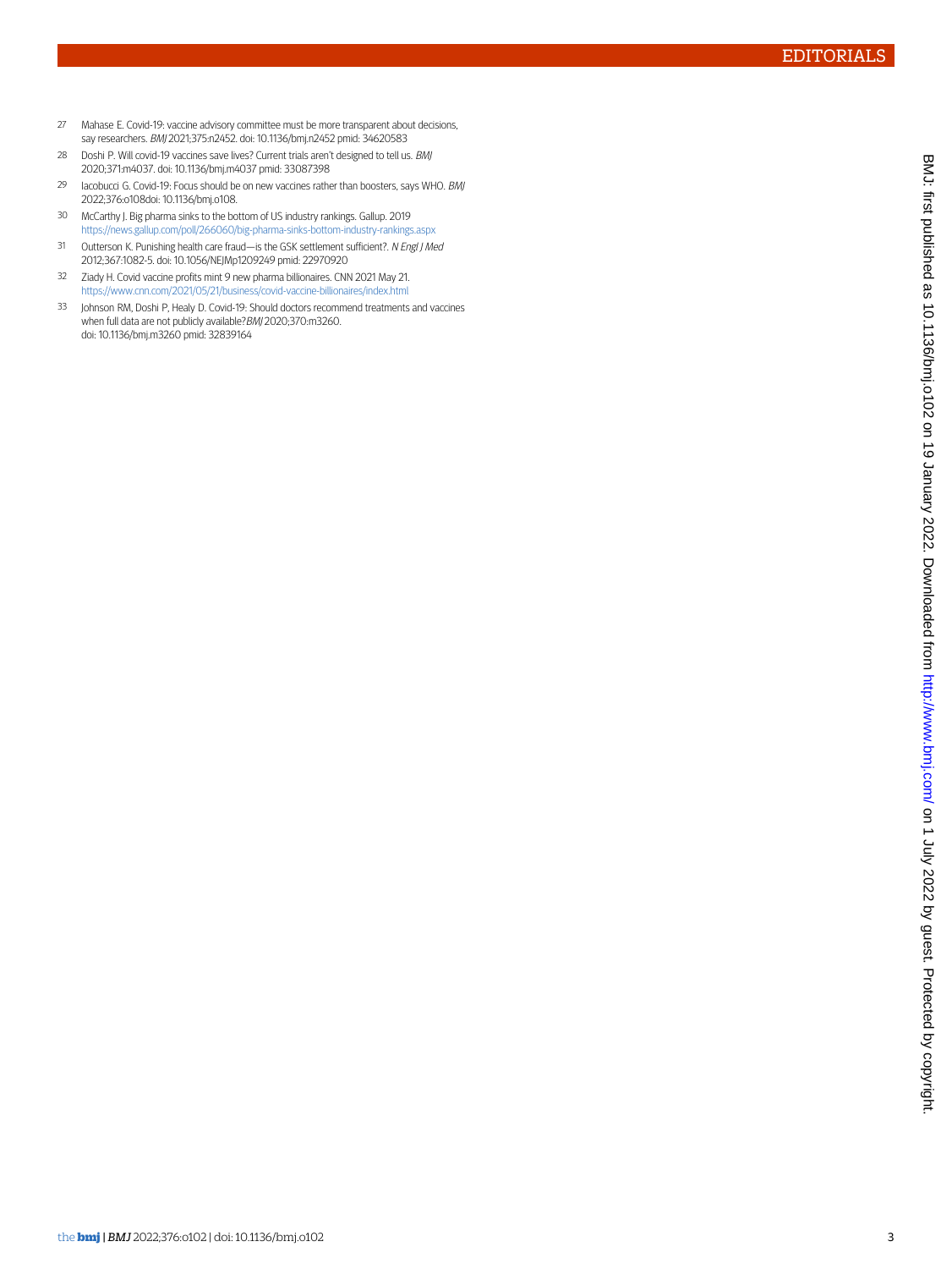27 Mahase E. Covid-19: vaccine advisory committee must be more transparent about decisions, say researchers. *BMJ* 2021;375:n2452. doi: 10.1136/bmj.n2452 pmid: 34620583

28 Doshi P. Will covid-19 vaccines save lives? Current trials aren't designed to tell us. *BMJ* 2020;371:m4037. doi: 10.1136/bmj.m4037 pmid: 33087398

29 Iacobucci G. Covid-19: Focus should be on new vaccines rather than boosters, says WHO. *BMJ* 2022;376:o108doi: 10.1136/bmj.o108.

30 McCarthy J. Big pharma sinks to the bottom of US industry rankings. Gallup. 2019 https://news.gallup.com/poll/266060/big-pharma-sinks-bottom-industry-rankings.aspx

31 Outterson K. Punishing health care fraud—is the GSK settlement sufficient?. *N Engl J Med* 2012;367:1082-5. doi: 10.1056/NEJMp1209249 pmid: 22970920

32 Ziady H. Covid vaccine profits mint 9 new pharma billionaires. CNN 2021 May 21. https://www.cnn.com/2021/05/21/business/covid-vaccine-billionaires/index.html

33 Johnson RM, Doshi P, Healy D. Covid-19: Should doctors recommend treatments and vaccines when full data are not publicly available? *BMJ* 2020;370:m3260. doi: 10.1136/bmj.m3260 pmid: 32839164